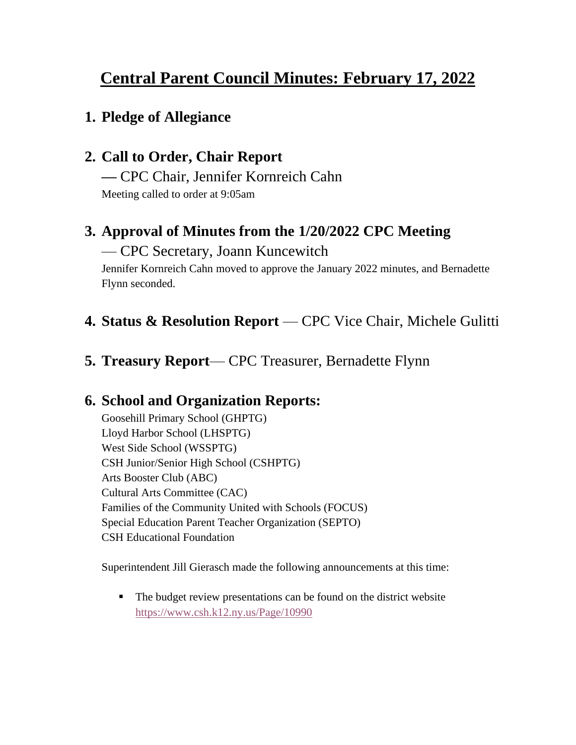# Central Parent Council Minutes: February 17, 2022

## 1. Pledge of Allegiance

## 2. Call to Order, Chair Report

— CPC Chair, Jennifer Kornreich Cahn

Meeting called to order at 9:05am

## 3. Approval of Minutes from the 1/20/2022 CPC Meeting

— CPC Secretary, Joann Kuncewitch

Jennifer Kornreich Cahn moved to approve the January 2022 minutes, and Bernadette Flynn seconded.

## 4. Status & Resolution Report — CPC Vice Chair, Michele Gulitti

## 5. Treasury Report— CPC Treasurer, Bernadette Flynn

## 6. School and Organization Reports:

Goosehill Primary School (GHPTG)
Lloyd Harbor School (LHSPTG)
West Side School (WSSPTG)
CSH Junior/Senior High School (CSHPTG)
Arts Booster Club (ABC)
Cultural Arts Committee (CAC)
Families of the Community United with Schools (FOCUS)
Special Education Parent Teacher Organization (SEPTO)
CSH Educational Foundation

Superintendent Jill Gierasch made the following announcements at this time:

- The budget review presentations can be found on the district website https://www.csh.k12.ny.us/Page/10990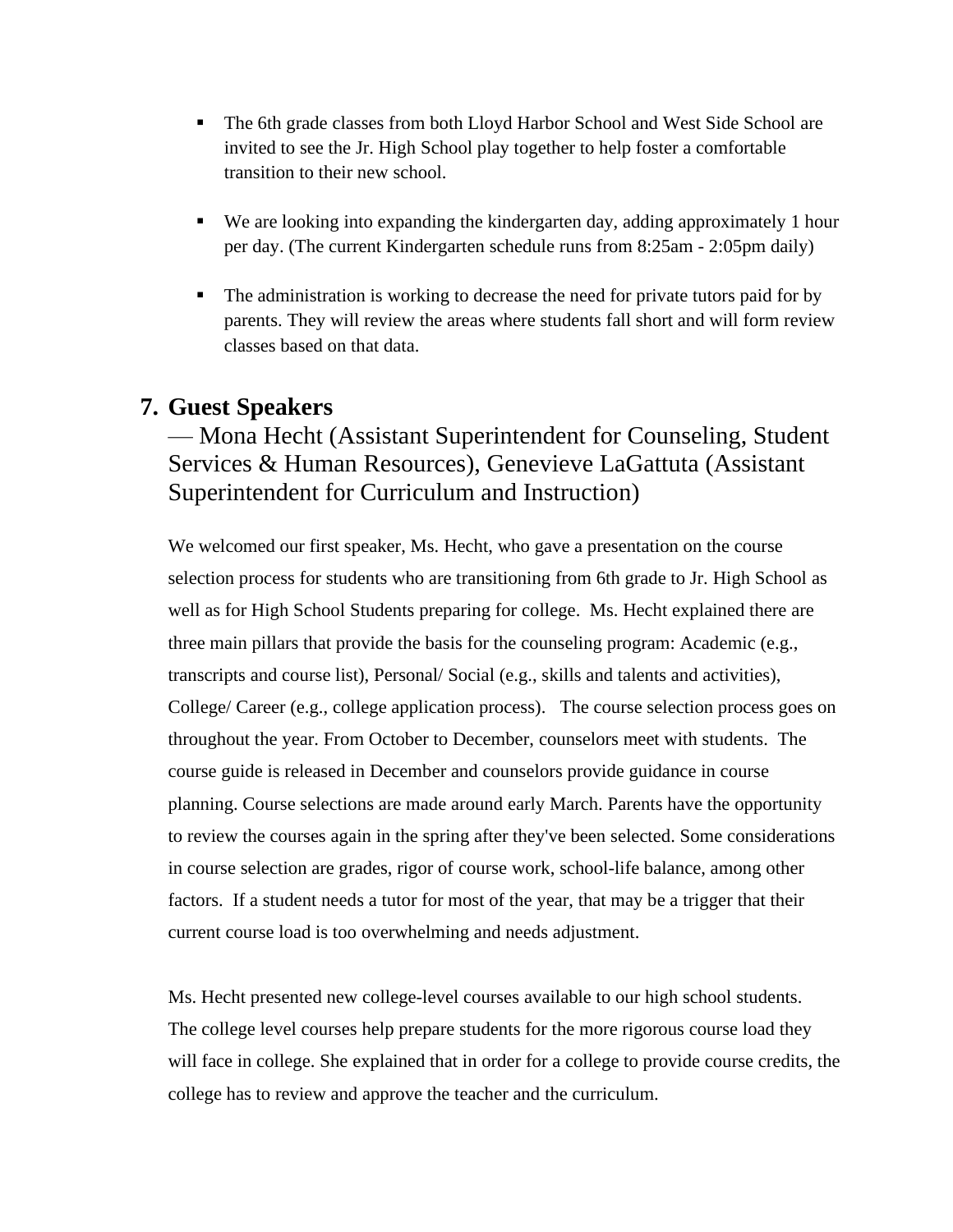- The 6th grade classes from both Lloyd Harbor School and West Side School are invited to see the Jr. High School play together to help foster a comfortable transition to their new school.

- We are looking into expanding the kindergarten day, adding approximately 1 hour per day. (The current Kindergarten schedule runs from 8:25am - 2:05pm daily)

- The administration is working to decrease the need for private tutors paid for by parents. They will review the areas where students fall short and will form review classes based on that data.

## 7. Guest Speakers

— Mona Hecht (Assistant Superintendent for Counseling, Student Services & Human Resources), Genevieve LaGattuta (Assistant Superintendent for Curriculum and Instruction)

We welcomed our first speaker, Ms. Hecht, who gave a presentation on the course selection process for students who are transitioning from 6th grade to Jr. High School as well as for High School Students preparing for college. Ms. Hecht explained there are three main pillars that provide the basis for the counseling program: Academic (e.g., transcripts and course list), Personal/ Social (e.g., skills and talents and activities), College/ Career (e.g., college application process). The course selection process goes on throughout the year. From October to December, counselors meet with students. The course guide is released in December and counselors provide guidance in course planning. Course selections are made around early March. Parents have the opportunity to review the courses again in the spring after they've been selected. Some considerations in course selection are grades, rigor of course work, school-life balance, among other factors. If a student needs a tutor for most of the year, that may be a trigger that their current course load is too overwhelming and needs adjustment.

Ms. Hecht presented new college-level courses available to our high school students. The college level courses help prepare students for the more rigorous course load they will face in college. She explained that in order for a college to provide course credits, the college has to review and approve the teacher and the curriculum.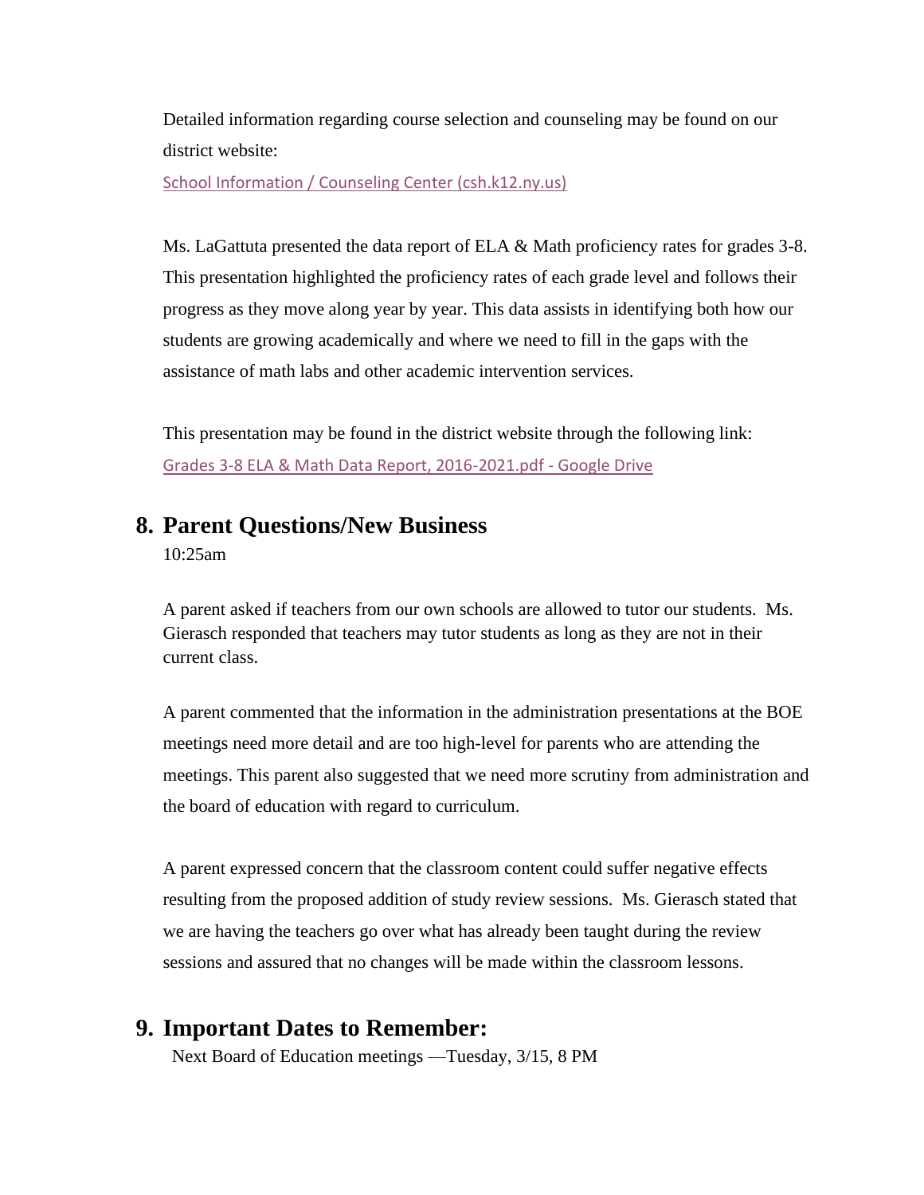Detailed information regarding course selection and counseling may be found on our district website:

School Information / Counseling Center (csh.k12.ny.us)

Ms. LaGattuta presented the data report of ELA & Math proficiency rates for grades 3-8. This presentation highlighted the proficiency rates of each grade level and follows their progress as they move along year by year. This data assists in identifying both how our students are growing academically and where we need to fill in the gaps with the assistance of math labs and other academic intervention services.

This presentation may be found in the district website through the following link:

Grades 3-8 ELA & Math Data Report, 2016-2021.pdf - Google Drive

## 8. Parent Questions/New Business

10:25am

A parent asked if teachers from our own schools are allowed to tutor our students. Ms. Gierasch responded that teachers may tutor students as long as they are not in their current class.

A parent commented that the information in the administration presentations at the BOE meetings need more detail and are too high-level for parents who are attending the meetings. This parent also suggested that we need more scrutiny from administration and the board of education with regard to curriculum.

A parent expressed concern that the classroom content could suffer negative effects resulting from the proposed addition of study review sessions. Ms. Gierasch stated that we are having the teachers go over what has already been taught during the review sessions and assured that no changes will be made within the classroom lessons.

## 9. Important Dates to Remember:

Next Board of Education meetings —Tuesday, 3/15, 8 PM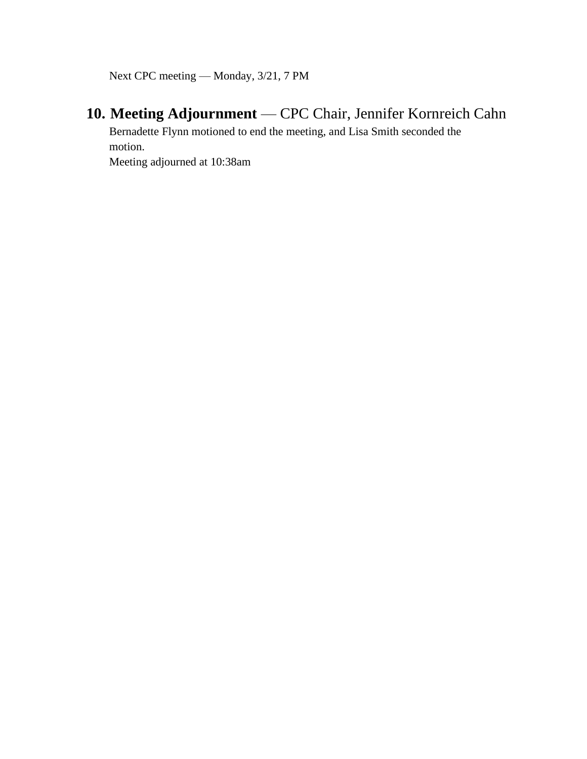Next CPC meeting — Monday, 3/21, 7 PM

10. **Meeting Adjournment** — CPC Chair, Jennifer Kornreich Cahn

Bernadette Flynn motioned to end the meeting, and Lisa Smith seconded the motion.
Meeting adjourned at 10:38am